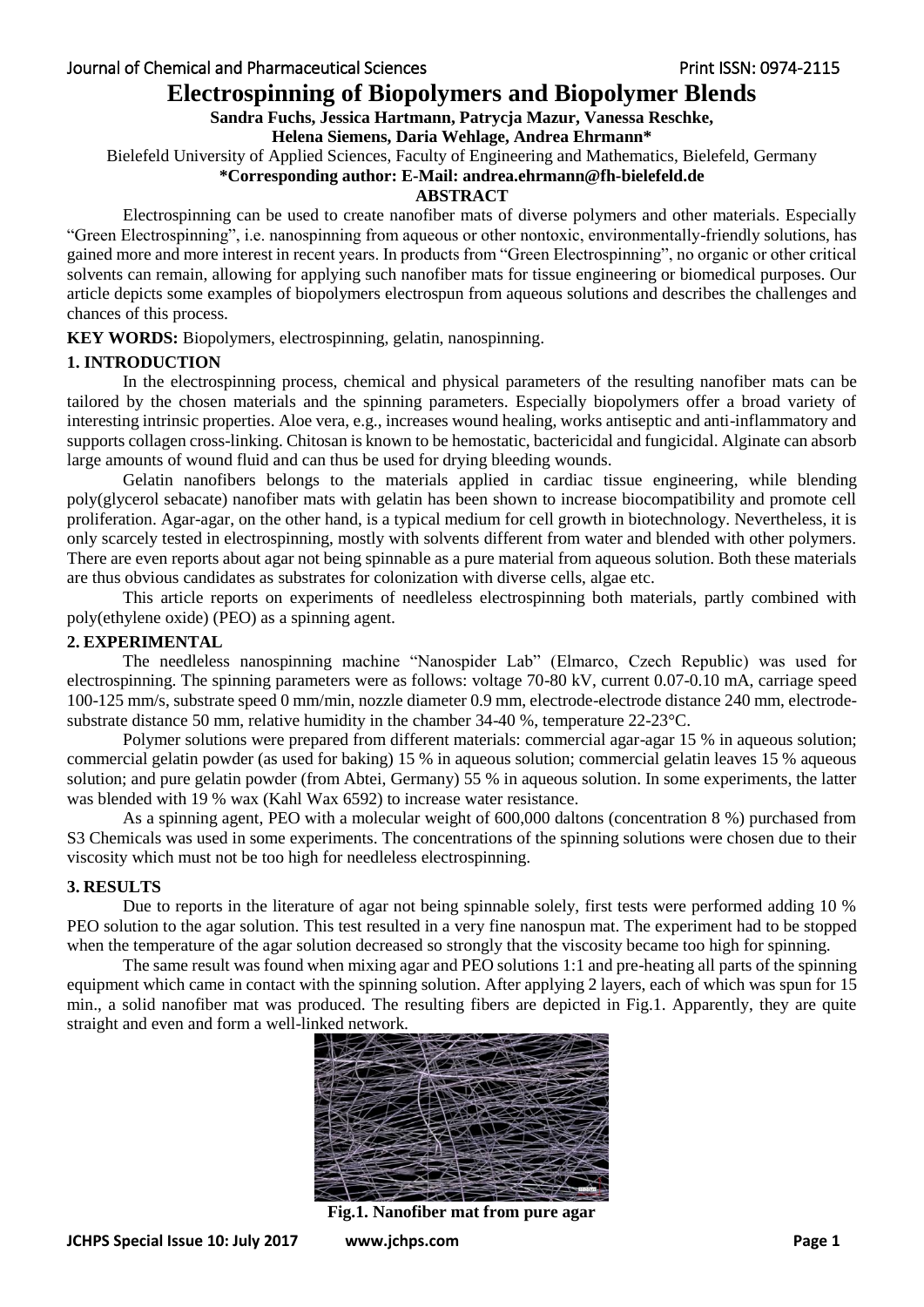# Electrospinning of Biopolymers and Biopolymer Blends

**Sandra Fuchs, Jessica Hartmann, Patrycja Mazur, Vanessa Reschke, Helena Siemens, Daria Wehlage, Andrea Ehrmann***

Bielefeld University of Applied Sciences, Faculty of Engineering and Mathematics, Bielefeld, Germany

**\*Corresponding author: E-Mail: andrea.ehrmann@fh-bielefeld.de**

## ABSTRACT

Electrospinning can be used to create nanofiber mats of diverse polymers and other materials. Especially "Green Electrospinning", i.e. nanospinning from aqueous or other nontoxic, environmentally-friendly solutions, has gained more and more interest in recent years. In products from "Green Electrospinning", no organic or other critical solvents can remain, allowing for applying such nanofiber mats for tissue engineering or biomedical purposes. Our article depicts some examples of biopolymers electrospun from aqueous solutions and describes the challenges and chances of this process.

**KEY WORDS:** Biopolymers, electrospinning, gelatin, nanospinning.

## 1. INTRODUCTION

In the electrospinning process, chemical and physical parameters of the resulting nanofiber mats can be tailored by the chosen materials and the spinning parameters. Especially biopolymers offer a broad variety of interesting intrinsic properties. Aloe vera, e.g., increases wound healing, works antiseptic and anti-inflammatory and supports collagen cross-linking. Chitosan is known to be hemostatic, bactericidal and fungicidal. Alginate can absorb large amounts of wound fluid and can thus be used for drying bleeding wounds.

Gelatin nanofibers belongs to the materials applied in cardiac tissue engineering, while blending poly(glycerol sebacate) nanofiber mats with gelatin has been shown to increase biocompatibility and promote cell proliferation. Agar-agar, on the other hand, is a typical medium for cell growth in biotechnology. Nevertheless, it is only scarcely tested in electrospinning, mostly with solvents different from water and blended with other polymers. There are even reports about agar not being spinnable as a pure material from aqueous solution. Both these materials are thus obvious candidates as substrates for colonization with diverse cells, algae etc.

This article reports on experiments of needleless electrospinning both materials, partly combined with poly(ethylene oxide) (PEO) as a spinning agent.

## 2. EXPERIMENTAL

The needleless nanospinning machine "Nanospider Lab" (Elmarco, Czech Republic) was used for electrospinning. The spinning parameters were as follows: voltage 70-80 kV, current 0.07-0.10 mA, carriage speed 100-125 mm/s, substrate speed 0 mm/min, nozzle diameter 0.9 mm, electrode-electrode distance 240 mm, electrode-substrate distance 50 mm, relative humidity in the chamber 34-40 %, temperature 22-23°C.

Polymer solutions were prepared from different materials: commercial agar-agar 15 % in aqueous solution; commercial gelatin powder (as used for baking) 15 % in aqueous solution; commercial gelatin leaves 15 % aqueous solution; and pure gelatin powder (from Abtei, Germany) 55 % in aqueous solution. In some experiments, the latter was blended with 19 % wax (Kahl Wax 6592) to increase water resistance.

As a spinning agent, PEO with a molecular weight of 600,000 daltons (concentration 8 %) purchased from S3 Chemicals was used in some experiments. The concentrations of the spinning solutions were chosen due to their viscosity which must not be too high for needleless electrospinning.

## 3. RESULTS

Due to reports in the literature of agar not being spinnable solely, first tests were performed adding 10 % PEO solution to the agar solution. This test resulted in a very fine nanospun mat. The experiment had to be stopped when the temperature of the agar solution decreased so strongly that the viscosity became too high for spinning.

The same result was found when mixing agar and PEO solutions 1:1 and pre-heating all parts of the spinning equipment which came in contact with the spinning solution. After applying 2 layers, each of which was spun for 15 min., a solid nanofiber mat was produced. The resulting fibers are depicted in Fig.1. Apparently, they are quite straight and even and form a well-linked network.

**Fig.1. Nanofiber mat from pure agar**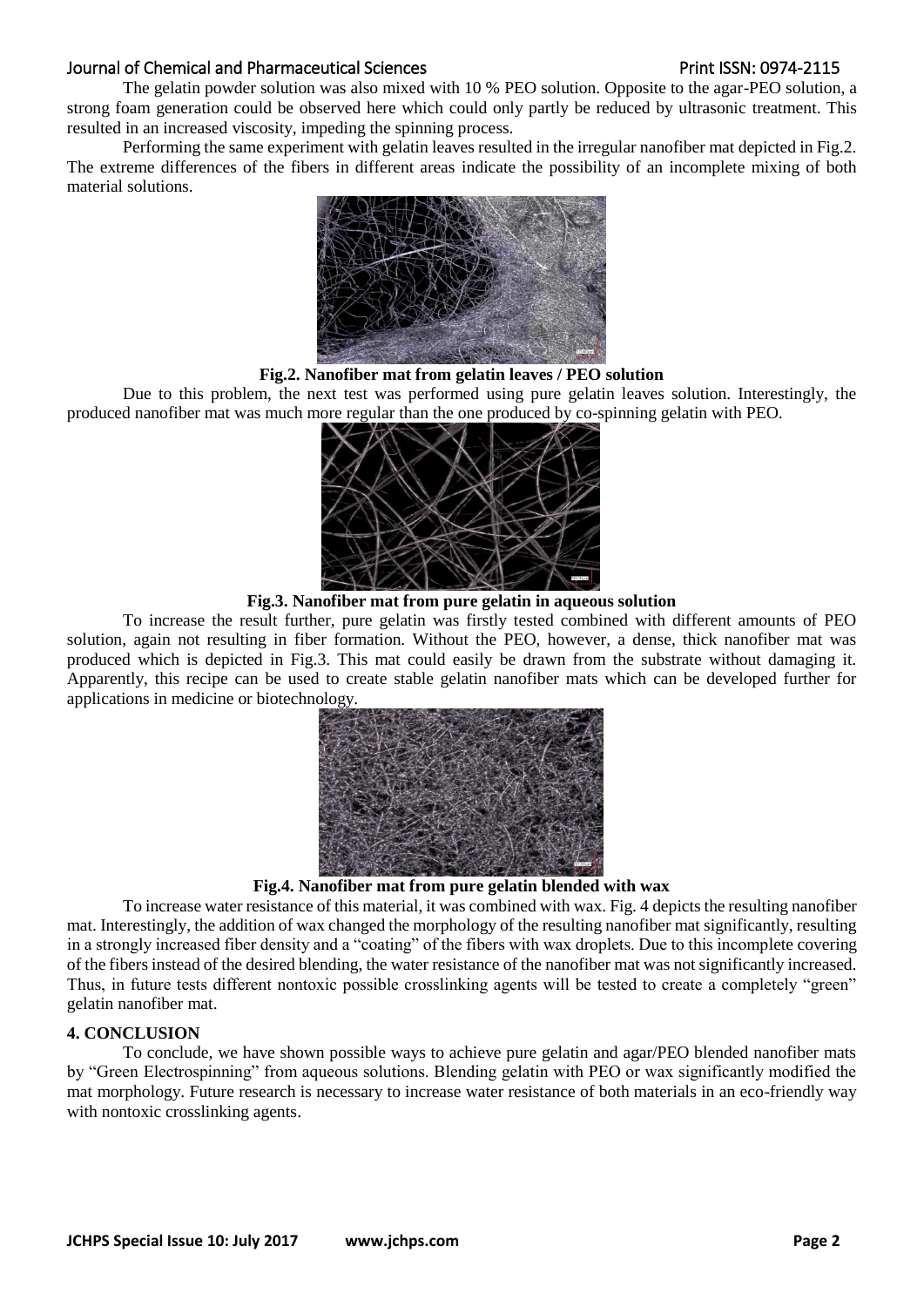The gelatin powder solution was also mixed with 10 % PEO solution. Opposite to the agar-PEO solution, a strong foam generation could be observed here which could only partly be reduced by ultrasonic treatment. This resulted in an increased viscosity, impeding the spinning process.

Performing the same experiment with gelatin leaves resulted in the irregular nanofiber mat depicted in Fig.2. The extreme differences of the fibers in different areas indicate the possibility of an incomplete mixing of both material solutions.

**Fig.2. Nanofiber mat from gelatin leaves / PEO solution**

Due to this problem, the next test was performed using pure gelatin leaves solution. Interestingly, the produced nanofiber mat was much more regular than the one produced by co-spinning gelatin with PEO.

**Fig.3. Nanofiber mat from pure gelatin in aqueous solution**

To increase the result further, pure gelatin was firstly tested combined with different amounts of PEO solution, again not resulting in fiber formation. Without the PEO, however, a dense, thick nanofiber mat was produced which is depicted in Fig.3. This mat could easily be drawn from the substrate without damaging it. Apparently, this recipe can be used to create stable gelatin nanofiber mats which can be developed further for applications in medicine or biotechnology.

**Fig.4. Nanofiber mat from pure gelatin blended with wax**

To increase water resistance of this material, it was combined with wax. Fig. 4 depicts the resulting nanofiber mat. Interestingly, the addition of wax changed the morphology of the resulting nanofiber mat significantly, resulting in a strongly increased fiber density and a "coating" of the fibers with wax droplets. Due to this incomplete covering of the fibers instead of the desired blending, the water resistance of the nanofiber mat was not significantly increased. Thus, in future tests different nontoxic possible crosslinking agents will be tested to create a completely "green" gelatin nanofiber mat.

## 4. CONCLUSION

To conclude, we have shown possible ways to achieve pure gelatin and agar/PEO blended nanofiber mats by "Green Electrospinning" from aqueous solutions. Blending gelatin with PEO or wax significantly modified the mat morphology. Future research is necessary to increase water resistance of both materials in an eco-friendly way with nontoxic crosslinking agents.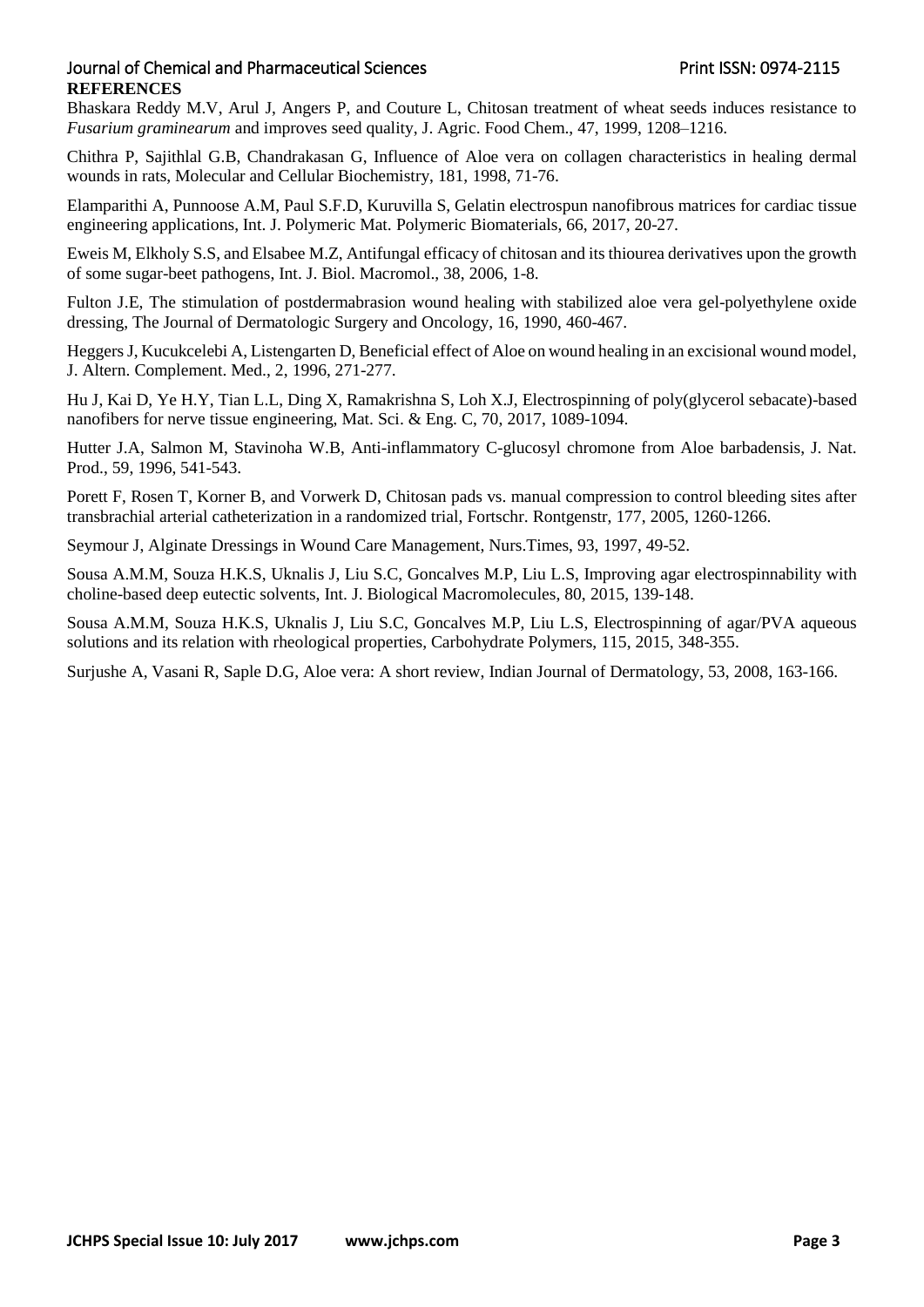## REFERENCES

Bhaskara Reddy M.V, Arul J, Angers P, and Couture L, Chitosan treatment of wheat seeds induces resistance to *Fusarium graminearum* and improves seed quality, J. Agric. Food Chem., 47, 1999, 1208–1216.

Chithra P, Sajithlal G.B, Chandrakasan G, Influence of Aloe vera on collagen characteristics in healing dermal wounds in rats, Molecular and Cellular Biochemistry, 181, 1998, 71-76.

Elamparithi A, Punnoose A.M, Paul S.F.D, Kuruvilla S, Gelatin electrospun nanofibrous matrices for cardiac tissue engineering applications, Int. J. Polymeric Mat. Polymeric Biomaterials, 66, 2017, 20-27.

Eweis M, Elkholy S.S, and Elsabee M.Z, Antifungal efficacy of chitosan and its thiourea derivatives upon the growth of some sugar-beet pathogens, Int. J. Biol. Macromol., 38, 2006, 1-8.

Fulton J.E, The stimulation of postdermabrasion wound healing with stabilized aloe vera gel-polyethylene oxide dressing, The Journal of Dermatologic Surgery and Oncology, 16, 1990, 460-467.

Heggers J, Kucukcelebi A, Listengarten D, Beneficial effect of Aloe on wound healing in an excisional wound model, J. Altern. Complement. Med., 2, 1996, 271-277.

Hu J, Kai D, Ye H.Y, Tian L.L, Ding X, Ramakrishna S, Loh X.J, Electrospinning of poly(glycerol sebacate)-based nanofibers for nerve tissue engineering, Mat. Sci. & Eng. C, 70, 2017, 1089-1094.

Hutter J.A, Salmon M, Stavinoha W.B, Anti-inflammatory C-glucosyl chromone from Aloe barbadensis, J. Nat. Prod., 59, 1996, 541-543.

Porett F, Rosen T, Korner B, and Vorwerk D, Chitosan pads vs. manual compression to control bleeding sites after transbrachial arterial catheterization in a randomized trial, Fortschr. Rontgenstr, 177, 2005, 1260-1266.

Seymour J, Alginate Dressings in Wound Care Management, Nurs.Times, 93, 1997, 49-52.

Sousa A.M.M, Souza H.K.S, Uknalis J, Liu S.C, Goncalves M.P, Liu L.S, Improving agar electrospinnability with choline-based deep eutectic solvents, Int. J. Biological Macromolecules, 80, 2015, 139-148.

Sousa A.M.M, Souza H.K.S, Uknalis J, Liu S.C, Goncalves M.P, Liu L.S, Electrospinning of agar/PVA aqueous solutions and its relation with rheological properties, Carbohydrate Polymers, 115, 2015, 348-355.

Surjushe A, Vasani R, Saple D.G, Aloe vera: A short review, Indian Journal of Dermatology, 53, 2008, 163-166.